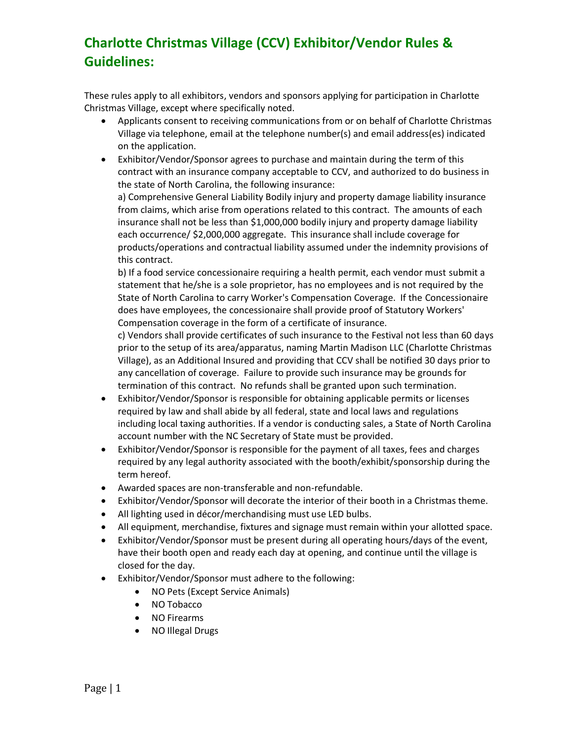# Charlotte Christmas Village (CCV) Exhibitor/Vendor Rules & Guidelines:

These rules apply to all exhibitors, vendors and sponsors applying for participation in Charlotte Christmas Village, except where specifically noted.

- Applicants consent to receiving communications from or on behalf of Charlotte Christmas Village via telephone, email at the telephone number(s) and email address(es) indicated on the application.
- Exhibitor/Vendor/Sponsor agrees to purchase and maintain during the term of this contract with an insurance company acceptable to CCV, and authorized to do business in the state of North Carolina, the following insurance:
  a) Comprehensive General Liability Bodily injury and property damage liability insurance from claims, which arise from operations related to this contract. The amounts of each insurance shall not be less than $1,000,000 bodily injury and property damage liability each occurrence/ $2,000,000 aggregate. This insurance shall include coverage for products/operations and contractual liability assumed under the indemnity provisions of this contract.
  b) If a food service concessionaire requiring a health permit, each vendor must submit a statement that he/she is a sole proprietor, has no employees and is not required by the State of North Carolina to carry Worker's Compensation Coverage. If the Concessionaire does have employees, the concessionaire shall provide proof of Statutory Workers' Compensation coverage in the form of a certificate of insurance.
  c) Vendors shall provide certificates of such insurance to the Festival not less than 60 days prior to the setup of its area/apparatus, naming Martin Madison LLC (Charlotte Christmas Village), as an Additional Insured and providing that CCV shall be notified 30 days prior to any cancellation of coverage. Failure to provide such insurance may be grounds for termination of this contract. No refunds shall be granted upon such termination.
- Exhibitor/Vendor/Sponsor is responsible for obtaining applicable permits or licenses required by law and shall abide by all federal, state and local laws and regulations including local taxing authorities. If a vendor is conducting sales, a State of North Carolina account number with the NC Secretary of State must be provided.
- Exhibitor/Vendor/Sponsor is responsible for the payment of all taxes, fees and charges required by any legal authority associated with the booth/exhibit/sponsorship during the term hereof.
- Awarded spaces are non-transferable and non-refundable.
- Exhibitor/Vendor/Sponsor will decorate the interior of their booth in a Christmas theme.
- All lighting used in décor/merchandising must use LED bulbs.
- All equipment, merchandise, fixtures and signage must remain within your allotted space.
- Exhibitor/Vendor/Sponsor must be present during all operating hours/days of the event, have their booth open and ready each day at opening, and continue until the village is closed for the day.
- Exhibitor/Vendor/Sponsor must adhere to the following:
  - NO Pets (Except Service Animals)
  - NO Tobacco
  - NO Firearms
  - NO Illegal Drugs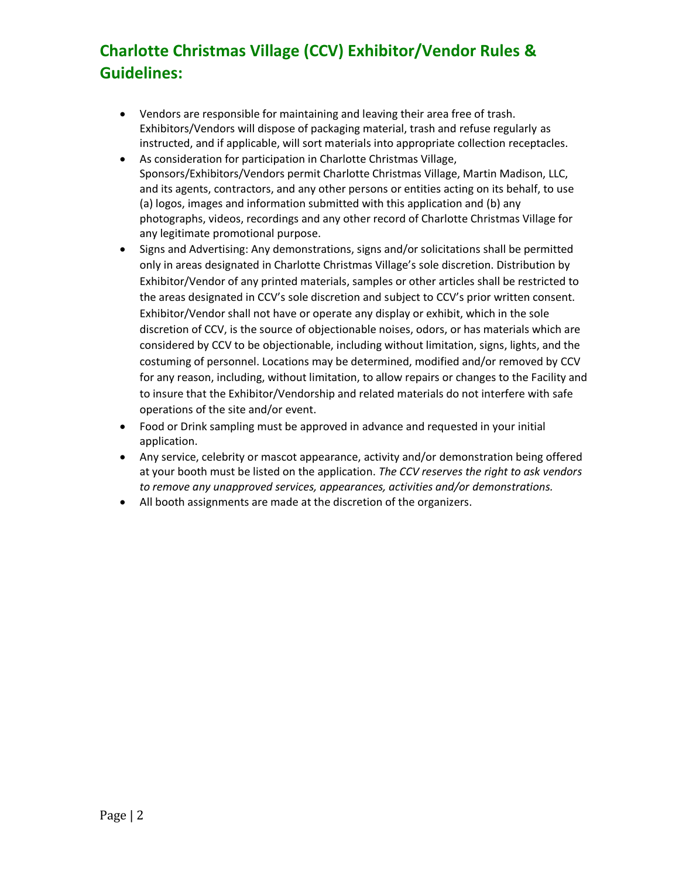## Charlotte Christmas Village (CCV) Exhibitor/Vendor Rules & Guidelines:

- Vendors are responsible for maintaining and leaving their area free of trash. Exhibitors/Vendors will dispose of packaging material, trash and refuse regularly as instructed, and if applicable, will sort materials into appropriate collection receptacles.
- As consideration for participation in Charlotte Christmas Village, Sponsors/Exhibitors/Vendors permit Charlotte Christmas Village, Martin Madison, LLC, and its agents, contractors, and any other persons or entities acting on its behalf, to use (a) logos, images and information submitted with this application and (b) any photographs, videos, recordings and any other record of Charlotte Christmas Village for any legitimate promotional purpose.
- Signs and Advertising: Any demonstrations, signs and/or solicitations shall be permitted only in areas designated in Charlotte Christmas Village's sole discretion. Distribution by Exhibitor/Vendor of any printed materials, samples or other articles shall be restricted to the areas designated in CCV's sole discretion and subject to CCV's prior written consent. Exhibitor/Vendor shall not have or operate any display or exhibit, which in the sole discretion of CCV, is the source of objectionable noises, odors, or has materials which are considered by CCV to be objectionable, including without limitation, signs, lights, and the costuming of personnel. Locations may be determined, modified and/or removed by CCV for any reason, including, without limitation, to allow repairs or changes to the Facility and to insure that the Exhibitor/Vendorship and related materials do not interfere with safe operations of the site and/or event.
- Food or Drink sampling must be approved in advance and requested in your initial application.
- Any service, celebrity or mascot appearance, activity and/or demonstration being offered at your booth must be listed on the application. *The CCV reserves the right to ask vendors to remove any unapproved services, appearances, activities and/or demonstrations.*
- All booth assignments are made at the discretion of the organizers.